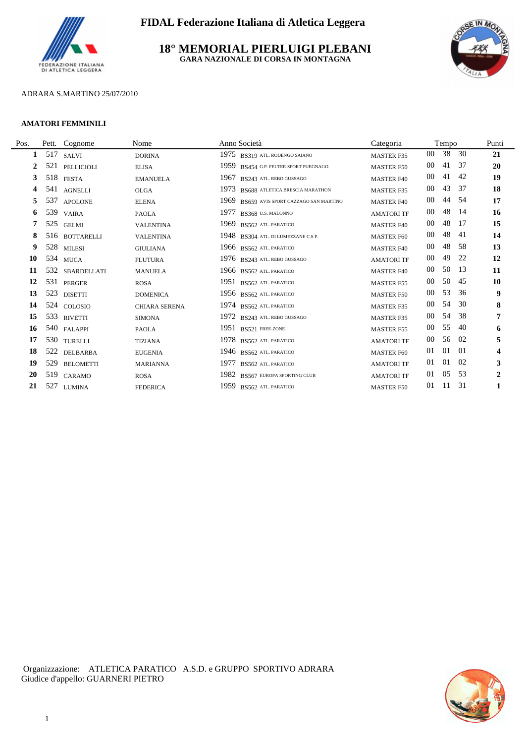**FIDAL Federazione Italiana di Atletica Leggera**

# 18° MEMORIAL PIERLUIGI PLEBANI

**GARA NAZIONALE DI CORSA IN MONTAGNA**

ADRARA S.MARTINO 25/07/2010

**AMATORI FEMMINILI**

| Pos. | Pett. | Cognome | Nome | Anno | Società | Categoria | Tempo | | | Punti |
|---|---|---|---|---|---|---|---|---|---|---|
| 1 | 517 | SALVI | DORINA | 1975 | BS319 ATL. RODENGO SAIANO | MASTER F35 | 00 | 38 | 30 | 21 |
| 2 | 521 | PELLICIOLI | ELISA | 1959 | BS454 G.P. FELTER SPORT PUEGNAGO | MASTER F50 | 00 | 41 | 37 | 20 |
| 3 | 518 | FESTA | EMANUELA | 1967 | BS243 ATL. REBO GUSSAGO | MASTER F40 | 00 | 41 | 42 | 19 |
| 4 | 541 | AGNELLI | OLGA | 1973 | BS688 ATLETICA BRESCIA MARATHON | MASTER F35 | 00 | 43 | 37 | 18 |
| 5 | 537 | APOLONE | ELENA | 1969 | BS659 AVIS SPORT CAZZAGO SAN MARTINO | MASTER F40 | 00 | 44 | 54 | 17 |
| 6 | 539 | VAIRA | PAOLA | 1977 | BS368 U.S. MALONNO | AMATORI TF | 00 | 48 | 14 | 16 |
| 7 | 525 | GELMI | VALENTINA | 1969 | BS562 ATL. PARATICO | MASTER F40 | 00 | 48 | 17 | 15 |
| 8 | 516 | BOTTARELLI | VALENTINA | 1948 | BS304 ATL. DI LUMEZZANE C.S.P. | MASTER F60 | 00 | 48 | 41 | 14 |
| 9 | 528 | MILESI | GIULIANA | 1966 | BS562 ATL. PARATICO | MASTER F40 | 00 | 48 | 58 | 13 |
| 10 | 534 | MUCA | FLUTURA | 1976 | BS243 ATL. REBO GUSSAGO | AMATORI TF | 00 | 49 | 22 | 12 |
| 11 | 532 | SBARDELLATI | MANUELA | 1966 | BS562 ATL. PARATICO | MASTER F40 | 00 | 50 | 13 | 11 |
| 12 | 531 | PERGER | ROSA | 1951 | BS562 ATL. PARATICO | MASTER F55 | 00 | 50 | 45 | 10 |
| 13 | 523 | DISETTI | DOMENICA | 1956 | BS562 ATL. PARATICO | MASTER F50 | 00 | 53 | 36 | 9 |
| 14 | 524 | COLOSIO | CHIARA SERENA | 1974 | BS562 ATL. PARATICO | MASTER F35 | 00 | 54 | 30 | 8 |
| 15 | 533 | RIVETTI | SIMONA | 1972 | BS243 ATL. REBO GUSSAGO | MASTER F35 | 00 | 54 | 38 | 7 |
| 16 | 540 | FALAPPI | PAOLA | 1951 | BS521 FREE-ZONE | MASTER F55 | 00 | 55 | 40 | 6 |
| 17 | 530 | TURELLI | TIZIANA | 1978 | BS562 ATL. PARATICO | AMATORI TF | 00 | 56 | 02 | 5 |
| 18 | 522 | DELBARBA | EUGENIA | 1946 | BS562 ATL. PARATICO | MASTER F60 | 01 | 01 | 01 | 4 |
| 19 | 529 | BELOMETTI | MARIANNA | 1977 | BS562 ATL. PARATICO | AMATORI TF | 01 | 01 | 02 | 3 |
| 20 | 519 | CARAMO | ROSA | 1982 | BS567 EUROPA SPORTING CLUB | AMATORI TF | 01 | 05 | 53 | 2 |
| 21 | 527 | LUMINA | FEDERICA | 1959 | BS562 ATL. PARATICO | MASTER F50 | 01 | 11 | 31 | 1 |

Organizzazione: ATLETICA PARATICO A.S.D. e GRUPPO SPORTIVO ADRARA
Giudice d'appello: GUARNERI PIETRO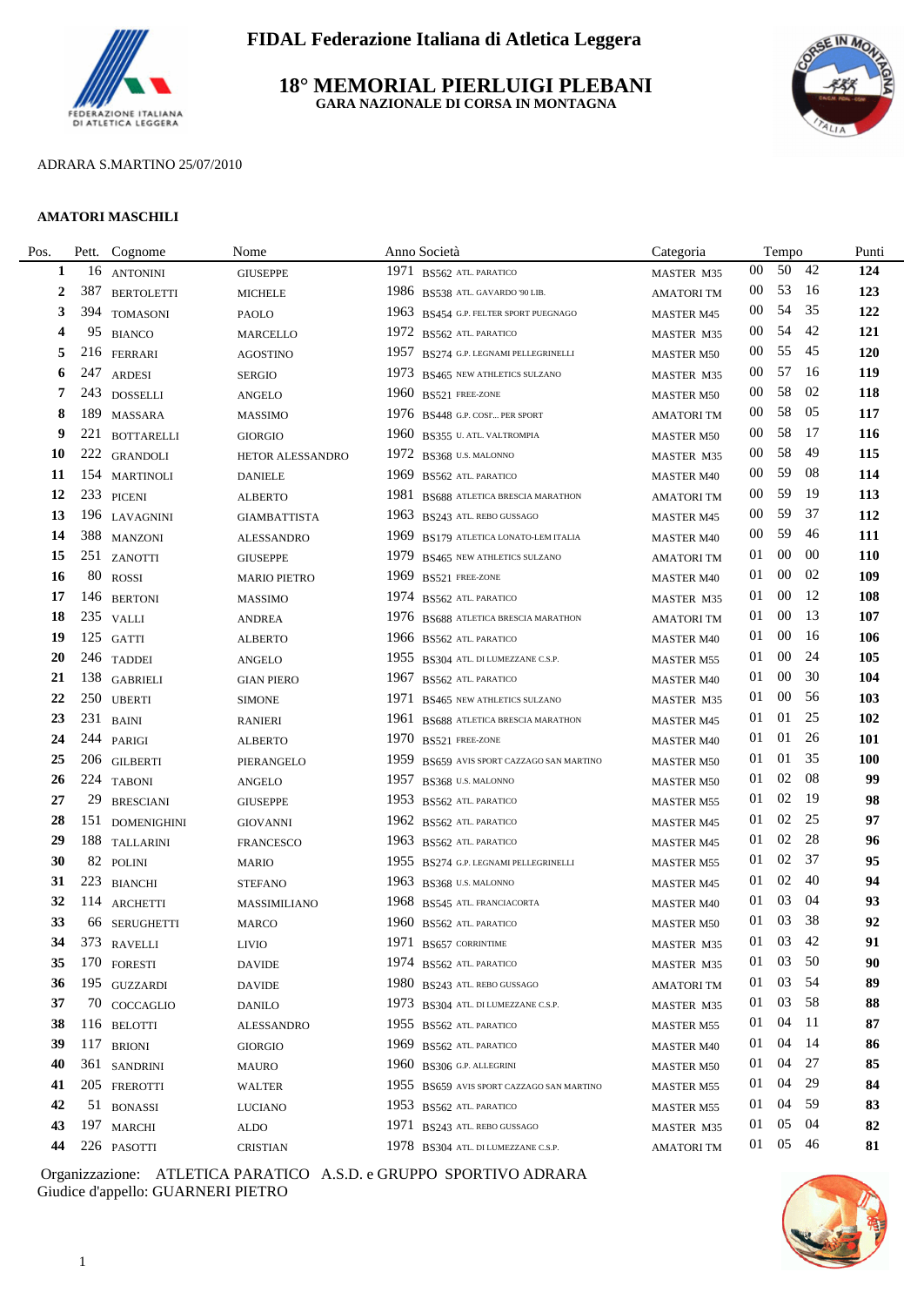# FIDAL Federazione Italiana di Atletica Leggera

## 18° MEMORIAL PIERLUIGI PLEBANI

**GARA NAZIONALE DI CORSA IN MONTAGNA**

ADRARA S.MARTINO 25/07/2010

**AMATORI MASCHILI**

| Pos. | Pett. | Cognome | Nome | Anno | Società | Categoria | Tempo | Punti |
|---|---|---|---|---|---|---|---|---|
| 1 | 16 | ANTONINI | GIUSEPPE | 1971 | BS562 ATL. PARATICO | MASTER M35 | 00 50 42 | 124 |
| 2 | 387 | BERTOLETTI | MICHELE | 1986 | BS538 ATL. GAVARDO '90 LIB. | AMATORI TM | 00 53 16 | 123 |
| 3 | 394 | TOMASONI | PAOLO | 1963 | BS454 G.P. FELTER SPORT PUEGNAGO | MASTER M45 | 00 54 35 | 122 |
| 4 | 95 | BIANCO | MARCELLO | 1972 | BS562 ATL. PARATICO | MASTER M35 | 00 54 42 | 121 |
| 5 | 216 | FERRARI | AGOSTINO | 1957 | BS274 G.P. LEGNAMI PELLEGRINELLI | MASTER M50 | 00 55 45 | 120 |
| 6 | 247 | ARDESI | SERGIO | 1973 | BS465 NEW ATHLETICS SULZANO | MASTER M35 | 00 57 16 | 119 |
| 7 | 243 | DOSSELLI | ANGELO | 1960 | BS521 FREE-ZONE | MASTER M50 | 00 58 02 | 118 |
| 8 | 189 | MASSARA | MASSIMO | 1976 | BS448 G.P. COSI'... PER SPORT | AMATORI TM | 00 58 05 | 117 |
| 9 | 221 | BOTTARELLI | GIORGIO | 1960 | BS355 U. ATL. VALTROMPIA | MASTER M50 | 00 58 17 | 116 |
| 10 | 222 | GRANDOLI | HETOR ALESSANDRO | 1972 | BS368 U.S. MALONNO | MASTER M35 | 00 58 49 | 115 |
| 11 | 154 | MARTINOLI | DANIELE | 1969 | BS562 ATL. PARATICO | MASTER M40 | 00 59 08 | 114 |
| 12 | 233 | PICENI | ALBERTO | 1981 | BS688 ATLETICA BRESCIA MARATHON | AMATORI TM | 00 59 19 | 113 |
| 13 | 196 | LAVAGNINI | GIAMBATTISTA | 1963 | BS243 ATL. REBO GUSSAGO | MASTER M45 | 00 59 37 | 112 |
| 14 | 388 | MANZONI | ALESSANDRO | 1969 | BS179 ATLETICA LONATO-LEM ITALIA | MASTER M40 | 00 59 46 | 111 |
| 15 | 251 | ZANOTTI | GIUSEPPE | 1979 | BS465 NEW ATHLETICS SULZANO | AMATORI TM | 01 00 00 | 110 |
| 16 | 80 | ROSSI | MARIO PIETRO | 1969 | BS521 FREE-ZONE | MASTER M40 | 01 00 02 | 109 |
| 17 | 146 | BERTONI | MASSIMO | 1974 | BS562 ATL. PARATICO | MASTER M35 | 01 00 12 | 108 |
| 18 | 235 | VALLI | ANDREA | 1976 | BS688 ATLETICA BRESCIA MARATHON | AMATORI TM | 01 00 13 | 107 |
| 19 | 125 | GATTI | ALBERTO | 1966 | BS562 ATL. PARATICO | MASTER M40 | 01 00 16 | 106 |
| 20 | 246 | TADDEI | ANGELO | 1955 | BS304 ATL. DI LUMEZZANE C.S.P. | MASTER M55 | 01 00 24 | 105 |
| 21 | 138 | GABRIELI | GIAN PIERO | 1967 | BS562 ATL. PARATICO | MASTER M40 | 01 00 30 | 104 |
| 22 | 250 | UBERTI | SIMONE | 1971 | BS465 NEW ATHLETICS SULZANO | MASTER M35 | 01 00 56 | 103 |
| 23 | 231 | BAINI | RANIERI | 1961 | BS688 ATLETICA BRESCIA MARATHON | MASTER M45 | 01 01 25 | 102 |
| 24 | 244 | PARIGI | ALBERTO | 1970 | BS521 FREE-ZONE | MASTER M40 | 01 01 26 | 101 |
| 25 | 206 | GILBERTI | PIERANGELO | 1959 | BS659 AVIS SPORT CAZZAGO SAN MARTINO | MASTER M50 | 01 01 35 | 100 |
| 26 | 224 | TABONI | ANGELO | 1957 | BS368 U.S. MALONNO | MASTER M50 | 01 02 08 | 99 |
| 27 | 29 | BRESCIANI | GIUSEPPE | 1953 | BS562 ATL. PARATICO | MASTER M55 | 01 02 19 | 98 |
| 28 | 151 | DOMENIGHINI | GIOVANNI | 1962 | BS562 ATL. PARATICO | MASTER M45 | 01 02 25 | 97 |
| 29 | 188 | TALLARINI | FRANCESCO | 1963 | BS562 ATL. PARATICO | MASTER M45 | 01 02 28 | 96 |
| 30 | 82 | POLINI | MARIO | 1955 | BS274 G.P. LEGNAMI PELLEGRINELLI | MASTER M55 | 01 02 37 | 95 |
| 31 | 223 | BIANCHI | STEFANO | 1963 | BS368 U.S. MALONNO | MASTER M45 | 01 02 40 | 94 |
| 32 | 114 | ARCHETTI | MASSIMILIANO | 1968 | BS545 ATL. FRANCIACORTA | MASTER M40 | 01 03 04 | 93 |
| 33 | 66 | SERUGHETTI | MARCO | 1960 | BS562 ATL. PARATICO | MASTER M50 | 01 03 38 | 92 |
| 34 | 373 | RAVELLI | LIVIO | 1971 | BS657 CORRINTIME | MASTER M35 | 01 03 42 | 91 |
| 35 | 170 | FORESTI | DAVIDE | 1974 | BS562 ATL. PARATICO | MASTER M35 | 01 03 50 | 90 |
| 36 | 195 | GUZZARDI | DAVIDE | 1980 | BS243 ATL. REBO GUSSAGO | AMATORI TM | 01 03 54 | 89 |
| 37 | 70 | COCCAGLIO | DANILO | 1973 | BS304 ATL. DI LUMEZZANE C.S.P. | MASTER M35 | 01 03 58 | 88 |
| 38 | 116 | BELOTTI | ALESSANDRO | 1955 | BS562 ATL. PARATICO | MASTER M55 | 01 04 11 | 87 |
| 39 | 117 | BRIONI | GIORGIO | 1969 | BS562 ATL. PARATICO | MASTER M40 | 01 04 14 | 86 |
| 40 | 361 | SANDRINI | MAURO | 1960 | BS306 G.P. ALLEGRINI | MASTER M50 | 01 04 27 | 85 |
| 41 | 205 | FREROTTI | WALTER | 1955 | BS659 AVIS SPORT CAZZAGO SAN MARTINO | MASTER M55 | 01 04 29 | 84 |
| 42 | 51 | BONASSI | LUCIANO | 1953 | BS562 ATL. PARATICO | MASTER M55 | 01 04 59 | 83 |
| 43 | 197 | MARCHI | ALDO | 1971 | BS243 ATL. REBO GUSSAGO | MASTER M35 | 01 05 04 | 82 |
| 44 | 226 | PASOTTI | CRISTIAN | 1978 | BS304 ATL. DI LUMEZZANE C.S.P. | AMATORI TM | 01 05 46 | 81 |

Organizzazione: ATLETICA PARATICO A.S.D. e GRUPPO SPORTIVO ADRARA
Giudice d'appello: GUARNERI PIETRO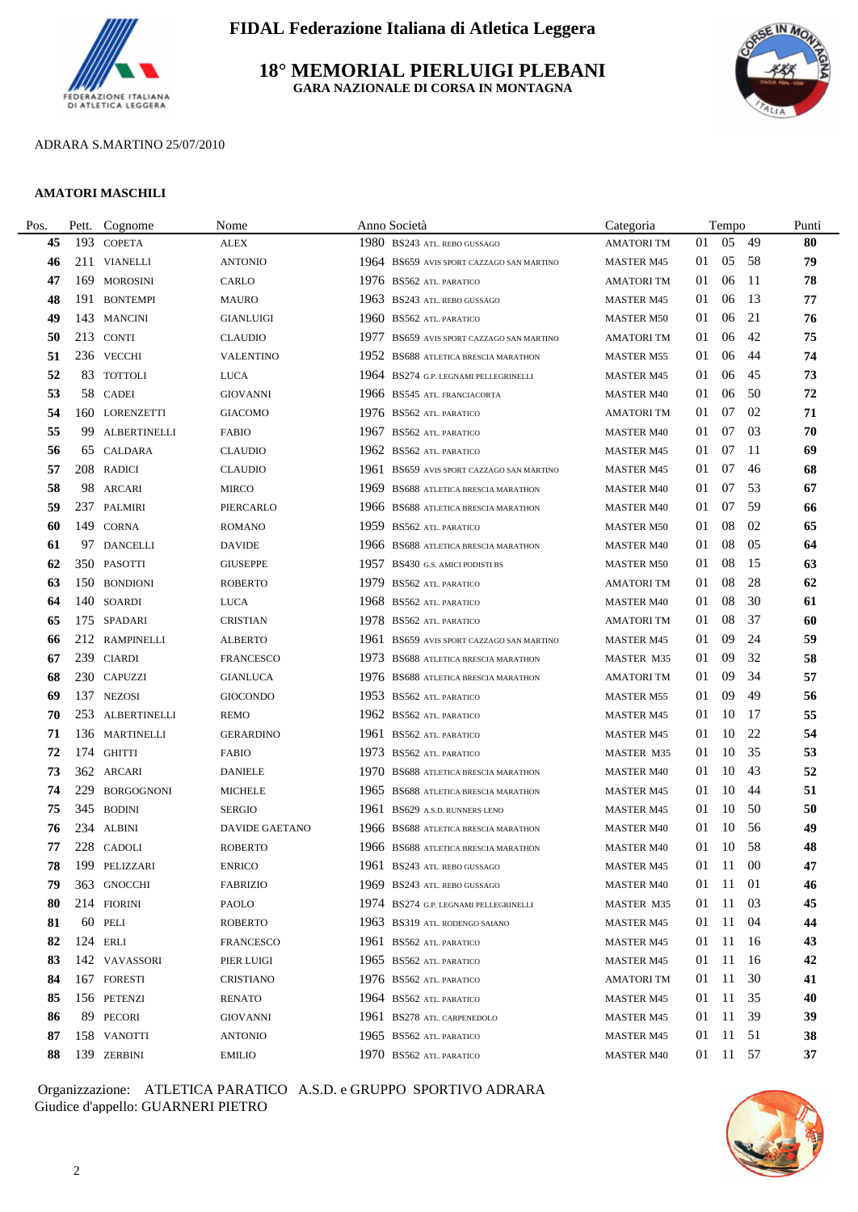# FIDAL Federazione Italiana di Atletica Leggera

## 18° MEMORIAL PIERLUIGI PLEBANI

### GARA NAZIONALE DI CORSA IN MONTAGNA

ADRARA S.MARTINO 25/07/2010

**AMATORI MASCHILI**

| Pos. | Pett. | Cognome | Nome | Anno | Società | Categoria | Tempo | | | Punti |
|---|---|---|---|---|---|---|---|---|---|---|
| **45** | 193 | COPETA | ALEX | 1980 | BS243 ATL. REBO GUSSAGO | AMATORI TM | 01 | 05 | 49 | **80** |
| **46** | 211 | VIANELLI | ANTONIO | 1964 | BS659 AVIS SPORT CAZZAGO SAN MARTINO | MASTER M45 | 01 | 05 | 58 | **79** |
| **47** | 169 | MOROSINI | CARLO | 1976 | BS562 ATL. PARATICO | AMATORI TM | 01 | 06 | 11 | **78** |
| **48** | 191 | BONTEMPI | MAURO | 1963 | BS243 ATL. REBO GUSSAGO | MASTER M45 | 01 | 06 | 13 | **77** |
| **49** | 143 | MANCINI | GIANLUIGI | 1960 | BS562 ATL. PARATICO | MASTER M50 | 01 | 06 | 21 | **76** |
| **50** | 213 | CONTI | CLAUDIO | 1977 | BS659 AVIS SPORT CAZZAGO SAN MARTINO | AMATORI TM | 01 | 06 | 42 | **75** |
| **51** | 236 | VECCHI | VALENTINO | 1952 | BS688 ATLETICA BRESCIA MARATHON | MASTER M55 | 01 | 06 | 44 | **74** |
| **52** | 83 | TOTTOLI | LUCA | 1964 | BS274 G.P. LEGNAMI PELLEGRINELLI | MASTER M45 | 01 | 06 | 45 | **73** |
| **53** | 58 | CADEI | GIOVANNI | 1966 | BS545 ATL. FRANCIACORTA | MASTER M40 | 01 | 06 | 50 | **72** |
| **54** | 160 | LORENZETTI | GIACOMO | 1976 | BS562 ATL. PARATICO | AMATORI TM | 01 | 07 | 02 | **71** |
| **55** | 99 | ALBERTINELLI | FABIO | 1967 | BS562 ATL. PARATICO | MASTER M40 | 01 | 07 | 03 | **70** |
| **56** | 65 | CALDARA | CLAUDIO | 1962 | BS562 ATL. PARATICO | MASTER M45 | 01 | 07 | 11 | **69** |
| **57** | 208 | RADICI | CLAUDIO | 1961 | BS659 AVIS SPORT CAZZAGO SAN MARTINO | MASTER M45 | 01 | 07 | 46 | **68** |
| **58** | 98 | ARCARI | MIRCO | 1969 | BS688 ATLETICA BRESCIA MARATHON | MASTER M40 | 01 | 07 | 53 | **67** |
| **59** | 237 | PALMIRI | PIERCARLO | 1966 | BS688 ATLETICA BRESCIA MARATHON | MASTER M40 | 01 | 07 | 59 | **66** |
| **60** | 149 | CORNA | ROMANO | 1959 | BS562 ATL. PARATICO | MASTER M50 | 01 | 08 | 02 | **65** |
| **61** | 97 | DANCELLI | DAVIDE | 1966 | BS688 ATLETICA BRESCIA MARATHON | MASTER M40 | 01 | 08 | 05 | **64** |
| **62** | 350 | PASOTTI | GIUSEPPE | 1957 | BS430 G.S. AMICI PODISTI BS | MASTER M50 | 01 | 08 | 15 | **63** |
| **63** | 150 | BONDIONI | ROBERTO | 1979 | BS562 ATL. PARATICO | AMATORI TM | 01 | 08 | 28 | **62** |
| **64** | 140 | SOARDI | LUCA | 1968 | BS562 ATL. PARATICO | MASTER M40 | 01 | 08 | 30 | **61** |
| **65** | 175 | SPADARI | CRISTIAN | 1978 | BS562 ATL. PARATICO | AMATORI TM | 01 | 08 | 37 | **60** |
| **66** | 212 | RAMPINELLI | ALBERTO | 1961 | BS659 AVIS SPORT CAZZAGO SAN MARTINO | MASTER M45 | 01 | 09 | 24 | **59** |
| **67** | 239 | CIARDI | FRANCESCO | 1973 | BS688 ATLETICA BRESCIA MARATHON | MASTER M35 | 01 | 09 | 32 | **58** |
| **68** | 230 | CAPUZZI | GIANLUCA | 1976 | BS688 ATLETICA BRESCIA MARATHON | AMATORI TM | 01 | 09 | 34 | **57** |
| **69** | 137 | NEZOSI | GIOCONDO | 1953 | BS562 ATL. PARATICO | MASTER M55 | 01 | 09 | 49 | **56** |
| **70** | 253 | ALBERTINELLI | REMO | 1962 | BS562 ATL. PARATICO | MASTER M45 | 01 | 10 | 17 | **55** |
| **71** | 136 | MARTINELLI | GERARDINO | 1961 | BS562 ATL. PARATICO | MASTER M45 | 01 | 10 | 22 | **54** |
| **72** | 174 | GHITTI | FABIO | 1973 | BS562 ATL. PARATICO | MASTER M35 | 01 | 10 | 35 | **53** |
| **73** | 362 | ARCARI | DANIELE | 1970 | BS688 ATLETICA BRESCIA MARATHON | MASTER M40 | 01 | 10 | 43 | **52** |
| **74** | 229 | BORGOGNONI | MICHELE | 1965 | BS688 ATLETICA BRESCIA MARATHON | MASTER M45 | 01 | 10 | 44 | **51** |
| **75** | 345 | BODINI | SERGIO | 1961 | BS629 A.S.D. RUNNERS LENO | MASTER M45 | 01 | 10 | 50 | **50** |
| **76** | 234 | ALBINI | DAVIDE GAETANO | 1966 | BS688 ATLETICA BRESCIA MARATHON | MASTER M40 | 01 | 10 | 56 | **49** |
| **77** | 228 | CADOLI | ROBERTO | 1966 | BS688 ATLETICA BRESCIA MARATHON | MASTER M40 | 01 | 10 | 58 | **48** |
| **78** | 199 | PELIZZARI | ENRICO | 1961 | BS243 ATL. REBO GUSSAGO | MASTER M45 | 01 | 11 | 00 | **47** |
| **79** | 363 | GNOCCHI | FABRIZIO | 1969 | BS243 ATL. REBO GUSSAGO | MASTER M40 | 01 | 11 | 01 | **46** |
| **80** | 214 | FIORINI | PAOLO | 1974 | BS274 G.P. LEGNAMI PELLEGRINELLI | MASTER M35 | 01 | 11 | 03 | **45** |
| **81** | 60 | PELI | ROBERTO | 1963 | BS319 ATL. RODENGO SAIANO | MASTER M45 | 01 | 11 | 04 | **44** |
| **82** | 124 | ERLI | FRANCESCO | 1961 | BS562 ATL. PARATICO | MASTER M45 | 01 | 11 | 16 | **43** |
| **83** | 142 | VAVASSORI | PIER LUIGI | 1965 | BS562 ATL. PARATICO | MASTER M45 | 01 | 11 | 16 | **42** |
| **84** | 167 | FORESTI | CRISTIANO | 1976 | BS562 ATL. PARATICO | AMATORI TM | 01 | 11 | 30 | **41** |
| **85** | 156 | PETENZI | RENATO | 1964 | BS562 ATL. PARATICO | MASTER M45 | 01 | 11 | 35 | **40** |
| **86** | 89 | PECORI | GIOVANNI | 1961 | BS278 ATL. CARPENEDOLO | MASTER M45 | 01 | 11 | 39 | **39** |
| **87** | 158 | VANOTTI | ANTONIO | 1965 | BS562 ATL. PARATICO | MASTER M45 | 01 | 11 | 51 | **38** |
| **88** | 139 | ZERBINI | EMILIO | 1970 | BS562 ATL. PARATICO | MASTER M40 | 01 | 11 | 57 | **37** |

Organizzazione: ATLETICA PARATICO A.S.D. e GRUPPO SPORTIVO ADRARA
Giudice d'appello: GUARNERI PIETRO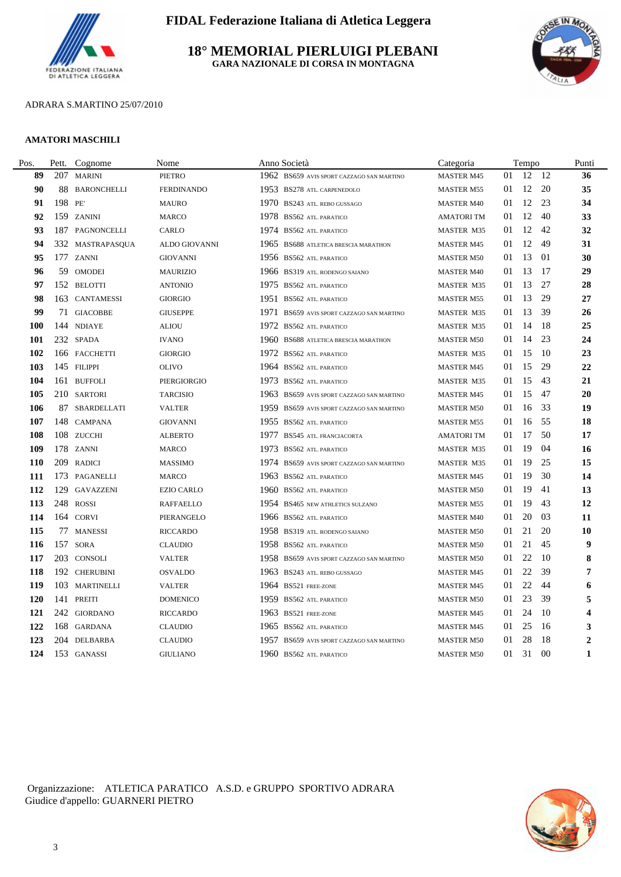# FIDAL Federazione Italiana di Atletica Leggera

## 18° MEMORIAL PIERLUIGI PLEBANI

### GARA NAZIONALE DI CORSA IN MONTAGNA

ADRARA S.MARTINO 25/07/2010

**AMATORI MASCHILI**

| Pos. | Pett. | Cognome | Nome | Anno | Società | Categoria | Tempo | | | Punti |
|---|---|---|---|---|---|---|---|---|---|---|
| **89** | 207 | MARINI | PIETRO | 1962 | BS659 AVIS SPORT CAZZAGO SAN MARTINO | MASTER M45 | 01 | 12 | 12 | **36** |
| **90** | 88 | BARONCHELLI | FERDINANDO | 1953 | BS278 ATL. CARPENEDOLO | MASTER M55 | 01 | 12 | 20 | **35** |
| **91** | 198 | PE' | MAURO | 1970 | BS243 ATL. REBO GUSSAGO | MASTER M40 | 01 | 12 | 23 | **34** |
| **92** | 159 | ZANINI | MARCO | 1978 | BS562 ATL. PARATICO | AMATORI TM | 01 | 12 | 40 | **33** |
| **93** | 187 | PAGNONCELLI | CARLO | 1974 | BS562 ATL. PARATICO | MASTER M35 | 01 | 12 | 42 | **32** |
| **94** | 332 | MASTRAPASQUA | ALDO GIOVANNI | 1965 | BS688 ATLETICA BRESCIA MARATHON | MASTER M45 | 01 | 12 | 49 | **31** |
| **95** | 177 | ZANNI | GIOVANNI | 1956 | BS562 ATL. PARATICO | MASTER M50 | 01 | 13 | 01 | **30** |
| **96** | 59 | OMODEI | MAURIZIO | 1966 | BS319 ATL. RODENGO SAIANO | MASTER M40 | 01 | 13 | 17 | **29** |
| **97** | 152 | BELOTTI | ANTONIO | 1975 | BS562 ATL. PARATICO | MASTER M35 | 01 | 13 | 27 | **28** |
| **98** | 163 | CANTAMESSI | GIORGIO | 1951 | BS562 ATL. PARATICO | MASTER M55 | 01 | 13 | 29 | **27** |
| **99** | 71 | GIACOBBE | GIUSEPPE | 1971 | BS659 AVIS SPORT CAZZAGO SAN MARTINO | MASTER M35 | 01 | 13 | 39 | **26** |
| **100** | 144 | NDIAYE | ALIOU | 1972 | BS562 ATL. PARATICO | MASTER M35 | 01 | 14 | 18 | **25** |
| **101** | 232 | SPADA | IVANO | 1960 | BS688 ATLETICA BRESCIA MARATHON | MASTER M50 | 01 | 14 | 23 | **24** |
| **102** | 166 | FACCHETTI | GIORGIO | 1972 | BS562 ATL. PARATICO | MASTER M35 | 01 | 15 | 10 | **23** |
| **103** | 145 | FILIPPI | OLIVO | 1964 | BS562 ATL. PARATICO | MASTER M45 | 01 | 15 | 29 | **22** |
| **104** | 161 | BUFFOLI | PIERGIORGIO | 1973 | BS562 ATL. PARATICO | MASTER M35 | 01 | 15 | 43 | **21** |
| **105** | 210 | SARTORI | TARCISIO | 1963 | BS659 AVIS SPORT CAZZAGO SAN MARTINO | MASTER M45 | 01 | 15 | 47 | **20** |
| **106** | 87 | SBARDELLATI | VALTER | 1959 | BS659 AVIS SPORT CAZZAGO SAN MARTINO | MASTER M50 | 01 | 16 | 33 | **19** |
| **107** | 148 | CAMPANA | GIOVANNI | 1955 | BS562 ATL. PARATICO | MASTER M55 | 01 | 16 | 55 | **18** |
| **108** | 108 | ZUCCHI | ALBERTO | 1977 | BS545 ATL. FRANCIACORTA | AMATORI TM | 01 | 17 | 50 | **17** |
| **109** | 178 | ZANNI | MARCO | 1973 | BS562 ATL. PARATICO | MASTER M35 | 01 | 19 | 04 | **16** |
| **110** | 209 | RADICI | MASSIMO | 1974 | BS659 AVIS SPORT CAZZAGO SAN MARTINO | MASTER M35 | 01 | 19 | 25 | **15** |
| **111** | 173 | PAGANELLI | MARCO | 1963 | BS562 ATL. PARATICO | MASTER M45 | 01 | 19 | 30 | **14** |
| **112** | 129 | GAVAZZENI | EZIO CARLO | 1960 | BS562 ATL. PARATICO | MASTER M50 | 01 | 19 | 41 | **13** |
| **113** | 248 | ROSSI | RAFFAELLO | 1954 | BS465 NEW ATHLETICS SULZANO | MASTER M55 | 01 | 19 | 43 | **12** |
| **114** | 164 | CORVI | PIERANGELO | 1966 | BS562 ATL. PARATICO | MASTER M40 | 01 | 20 | 03 | **11** |
| **115** | 77 | MANESSI | RICCARDO | 1958 | BS319 ATL. RODENGO SAIANO | MASTER M50 | 01 | 21 | 20 | **10** |
| **116** | 157 | SORA | CLAUDIO | 1958 | BS562 ATL. PARATICO | MASTER M50 | 01 | 21 | 45 | **9** |
| **117** | 203 | CONSOLI | VALTER | 1958 | BS659 AVIS SPORT CAZZAGO SAN MARTINO | MASTER M50 | 01 | 22 | 10 | **8** |
| **118** | 192 | CHERUBINI | OSVALDO | 1963 | BS243 ATL. REBO GUSSAGO | MASTER M45 | 01 | 22 | 39 | **7** |
| **119** | 103 | MARTINELLI | VALTER | 1964 | BS521 FREE-ZONE | MASTER M45 | 01 | 22 | 44 | **6** |
| **120** | 141 | PREITI | DOMENICO | 1959 | BS562 ATL. PARATICO | MASTER M50 | 01 | 23 | 39 | **5** |
| **121** | 242 | GIORDANO | RICCARDO | 1963 | BS521 FREE-ZONE | MASTER M45 | 01 | 24 | 10 | **4** |
| **122** | 168 | GARDANA | CLAUDIO | 1965 | BS562 ATL. PARATICO | MASTER M45 | 01 | 25 | 16 | **3** |
| **123** | 204 | DELBARBA | CLAUDIO | 1957 | BS659 AVIS SPORT CAZZAGO SAN MARTINO | MASTER M50 | 01 | 28 | 18 | **2** |
| **124** | 153 | GANASSI | GIULIANO | 1960 | BS562 ATL. PARATICO | MASTER M50 | 01 | 31 | 00 | **1** |

Organizzazione: ATLETICA PARATICO A.S.D. e GRUPPO SPORTIVO ADRARA
Giudice d'appello: GUARNERI PIETRO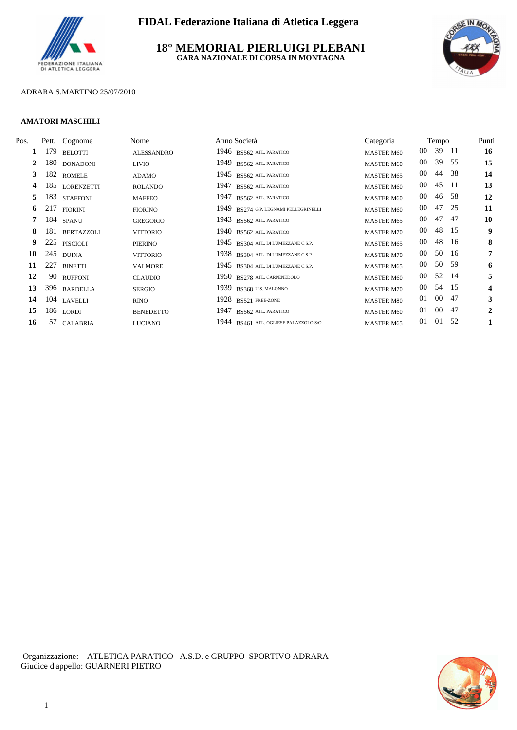**FIDAL Federazione Italiana di Atletica Leggera**

# 18° MEMORIAL PIERLUIGI PLEBANI

**GARA NAZIONALE DI CORSA IN MONTAGNA**

ADRARA S.MARTINO 25/07/2010

**AMATORI MASCHILI**

| Pos. | Pett. | Cognome | Nome | Anno | Società | Categoria | Tempo | | | Punti |
|---|---|---|---|---|---|---|---|---|---|---|
| **1** | 179 | BELOTTI | ALESSANDRO | 1946 | BS562 ATL. PARATICO | MASTER M60 | 00 | 39 | 11 | **16** |
| **2** | 180 | DONADONI | LIVIO | 1949 | BS562 ATL. PARATICO | MASTER M60 | 00 | 39 | 55 | **15** |
| **3** | 182 | ROMELE | ADAMO | 1945 | BS562 ATL. PARATICO | MASTER M65 | 00 | 44 | 38 | **14** |
| **4** | 185 | LORENZETTI | ROLANDO | 1947 | BS562 ATL. PARATICO | MASTER M60 | 00 | 45 | 11 | **13** |
| **5** | 183 | STAFFONI | MAFFEO | 1947 | BS562 ATL. PARATICO | MASTER M60 | 00 | 46 | 58 | **12** |
| **6** | 217 | FIORINI | FIORINO | 1949 | BS274 G.P. LEGNAMI PELLEGRINELLI | MASTER M60 | 00 | 47 | 25 | **11** |
| **7** | 184 | SPANU | GREGORIO | 1943 | BS562 ATL. PARATICO | MASTER M65 | 00 | 47 | 47 | **10** |
| **8** | 181 | BERTAZZOLI | VITTORIO | 1940 | BS562 ATL. PARATICO | MASTER M70 | 00 | 48 | 15 | **9** |
| **9** | 225 | PISCIOLI | PIERINO | 1945 | BS304 ATL. DI LUMEZZANE C.S.P. | MASTER M65 | 00 | 48 | 16 | **8** |
| **10** | 245 | DUINA | VITTORIO | 1938 | BS304 ATL. DI LUMEZZANE C.S.P. | MASTER M70 | 00 | 50 | 16 | **7** |
| **11** | 227 | BINETTI | VALMORE | 1945 | BS304 ATL. DI LUMEZZANE C.S.P. | MASTER M65 | 00 | 50 | 59 | **6** |
| **12** | 90 | RUFFONI | CLAUDIO | 1950 | BS278 ATL. CARPENEDOLO | MASTER M60 | 00 | 52 | 14 | **5** |
| **13** | 396 | BARDELLA | SERGIO | 1939 | BS368 U.S. MALONNO | MASTER M70 | 00 | 54 | 15 | **4** |
| **14** | 104 | LAVELLI | RINO | 1928 | BS521 FREE-ZONE | MASTER M80 | 01 | 00 | 47 | **3** |
| **15** | 186 | LORDI | BENEDETTO | 1947 | BS562 ATL. PARATICO | MASTER M60 | 01 | 00 | 47 | **2** |
| **16** | 57 | CALABRIA | LUCIANO | 1944 | BS461 ATL. OGLIESE PALAZZOLO S/O | MASTER M65 | 01 | 01 | 52 | **1** |

Organizzazione: ATLETICA PARATICO A.S.D. e GRUPPO SPORTIVO ADRARA
Giudice d'appello: GUARNERI PIETRO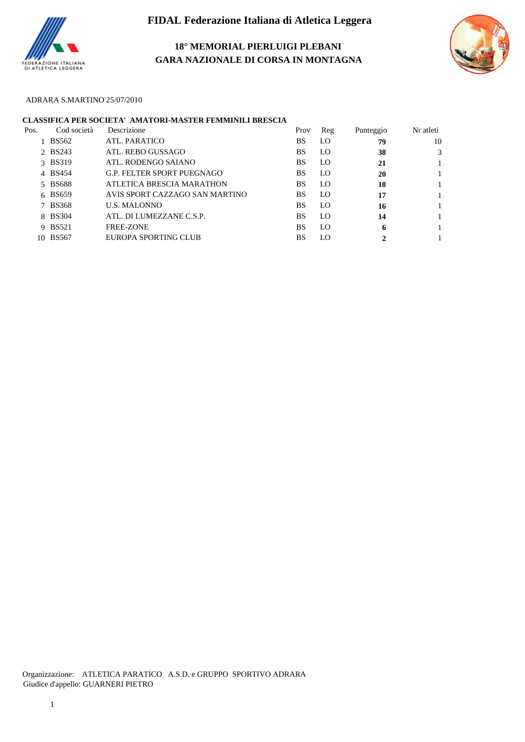# FIDAL Federazione Italiana di Atletica Leggera

## 18° MEMORIAL PIERLUIGI PLEBANI
## GARA NAZIONALE DI CORSA IN MONTAGNA

ADRARA S.MARTINO 25/07/2010

**CLASSIFICA PER SOCIETA' AMATORI-MASTER FEMMINILI BRESCIA**

| Pos. | Cod società | Descrizione | Prov | Reg | Punteggio | Nr atleti |
|---|---|---|---|---|---|---|
| 1 | BS562 | ATL. PARATICO | BS | LO | **79** | 10 |
| 2 | BS243 | ATL. REBO GUSSAGO | BS | LO | **38** | 3 |
| 3 | BS319 | ATL. RODENGO SAIANO | BS | LO | **21** | 1 |
| 4 | BS454 | G.P. FELTER SPORT PUEGNAGO | BS | LO | **20** | 1 |
| 5 | BS688 | ATLETICA BRESCIA MARATHON | BS | LO | **18** | 1 |
| 6 | BS659 | AVIS SPORT CAZZAGO SAN MARTINO | BS | LO | **17** | 1 |
| 7 | BS368 | U.S. MALONNO | BS | LO | **16** | 1 |
| 8 | BS304 | ATL. DI LUMEZZANE C.S.P. | BS | LO | **14** | 1 |
| 9 | BS521 | FREE-ZONE | BS | LO | **6** | 1 |
| 10 | BS567 | EUROPA SPORTING CLUB | BS | LO | **2** | 1 |

Organizzazione: ATLETICA PARATICO A.S.D. e GRUPPO SPORTIVO ADRARA
Giudice d'appello: GUARNERI PIETRO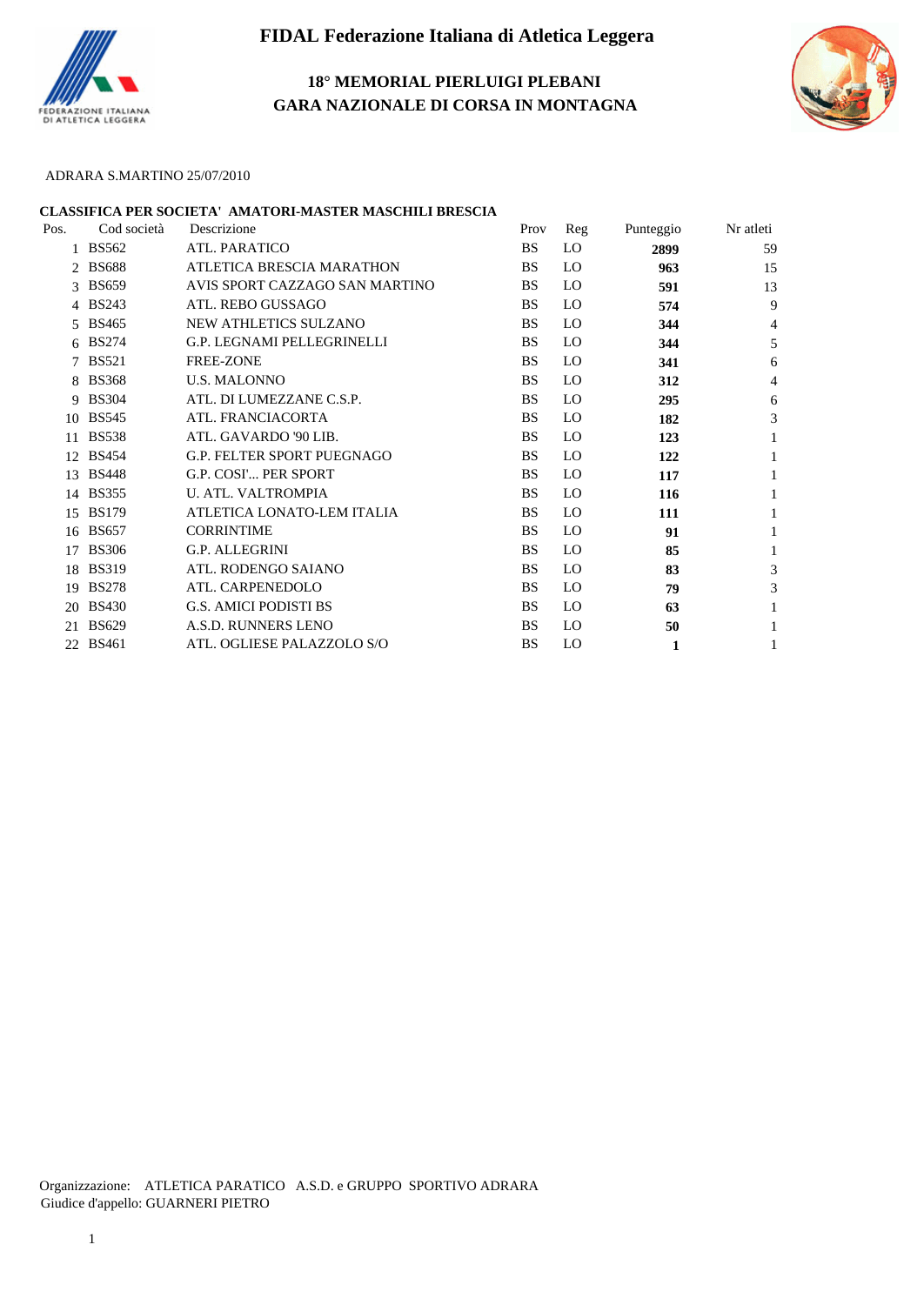# FIDAL Federazione Italiana di Atletica Leggera

## 18° MEMORIAL PIERLUIGI PLEBANI
## GARA NAZIONALE DI CORSA IN MONTAGNA

ADRARA S.MARTINO 25/07/2010

**CLASSIFICA PER SOCIETA' AMATORI-MASTER MASCHILI BRESCIA**

| Pos. | Cod società | Descrizione | Prov | Reg | Punteggio | Nr atleti |
|---|---|---|---|---|---|---|
| 1 | BS562 | ATL. PARATICO | BS | LO | **2899** | 59 |
| 2 | BS688 | ATLETICA BRESCIA MARATHON | BS | LO | **963** | 15 |
| 3 | BS659 | AVIS SPORT CAZZAGO SAN MARTINO | BS | LO | **591** | 13 |
| 4 | BS243 | ATL. REBO GUSSAGO | BS | LO | **574** | 9 |
| 5 | BS465 | NEW ATHLETICS SULZANO | BS | LO | **344** | 4 |
| 6 | BS274 | G.P. LEGNAMI PELLEGRINELLI | BS | LO | **344** | 5 |
| 7 | BS521 | FREE-ZONE | BS | LO | **341** | 6 |
| 8 | BS368 | U.S. MALONNO | BS | LO | **312** | 4 |
| 9 | BS304 | ATL. DI LUMEZZANE C.S.P. | BS | LO | **295** | 6 |
| 10 | BS545 | ATL. FRANCIACORTA | BS | LO | **182** | 3 |
| 11 | BS538 | ATL. GAVARDO '90 LIB. | BS | LO | **123** | 1 |
| 12 | BS454 | G.P. FELTER SPORT PUEGNAGO | BS | LO | **122** | 1 |
| 13 | BS448 | G.P. COSI'... PER SPORT | BS | LO | **117** | 1 |
| 14 | BS355 | U. ATL. VALTROMPIA | BS | LO | **116** | 1 |
| 15 | BS179 | ATLETICA LONATO-LEM ITALIA | BS | LO | **111** | 1 |
| 16 | BS657 | CORRINTIME | BS | LO | **91** | 1 |
| 17 | BS306 | G.P. ALLEGRINI | BS | LO | **85** | 1 |
| 18 | BS319 | ATL. RODENGO SAIANO | BS | LO | **83** | 3 |
| 19 | BS278 | ATL. CARPENEDOLO | BS | LO | **79** | 3 |
| 20 | BS430 | G.S. AMICI PODISTI BS | BS | LO | **63** | 1 |
| 21 | BS629 | A.S.D. RUNNERS LENO | BS | LO | **50** | 1 |
| 22 | BS461 | ATL. OGLIESE PALAZZOLO S/O | BS | LO | **1** | 1 |

Organizzazione: ATLETICA PARATICO A.S.D. e GRUPPO SPORTIVO ADRARA
Giudice d'appello: GUARNERI PIETRO